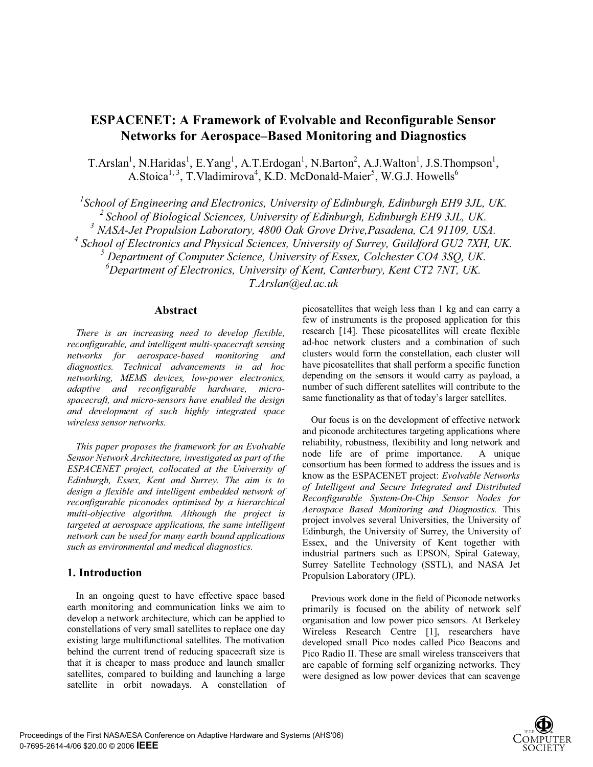# ESPACENET: A Framework of Evolvable and Reconfigurable Sensor Networks for Aerospace–Based Monitoring and Diagnostics

T.Arslan[1], N.Haridas[1], E.Yang[1], A.T.Erdogan[1], N.Barton[2], A.J.Walton[1], J.S.Thompson[1], A.Stoica[1, 3], T.Vladimirova[4], K.D. McDonald-Maier[5], W.G.J. Howells[6]

*[1]School of Engineering and Electronics, University of Edinburgh, Edinburgh EH9 3JL, UK.*
*[2] School of Biological Sciences, University of Edinburgh, Edinburgh EH9 3JL, UK.*
*[3] NASA-Jet Propulsion Laboratory, 4800 Oak Grove Drive,Pasadena, CA 91109, USA.*
*[4] School of Electronics and Physical Sciences, University of Surrey, Guildford GU2 7XH, UK.*
*[5] Department of Computer Science, University of Essex, Colchester CO4 3SQ, UK.*
*[6]Department of Electronics, University of Kent, Canterbury, Kent CT2 7NT, UK.*
*T.Arslan@ed.ac.uk*

## Abstract

*There is an increasing need to develop flexible, reconfigurable, and intelligent multi-spacecraft sensing networks for aerospace-based monitoring and diagnostics. Technical advancements in ad hoc networking, MEMS devices, low-power electronics, adaptive and reconfigurable hardware, micro-spacecraft, and micro-sensors have enabled the design and development of such highly integrated space wireless sensor networks.*

*This paper proposes the framework for an Evolvable Sensor Network Architecture, investigated as part of the ESPACENET project, collocated at the University of Edinburgh, Essex, Kent and Surrey. The aim is to design a flexible and intelligent embedded network of reconfigurable piconodes optimised by a hierarchical multi-objective algorithm. Although the project is targeted at aerospace applications, the same intelligent network can be used for many earth bound applications such as environmental and medical diagnostics.*

## 1. Introduction

In an ongoing quest to have effective space based earth monitoring and communication links we aim to develop a network architecture, which can be applied to constellations of very small satellites to replace one day existing large multifunctional satellites. The motivation behind the current trend of reducing spacecraft size is that it is cheaper to mass produce and launch smaller satellites, compared to building and launching a large satellite in orbit nowadays. A constellation of picosatellites that weigh less than 1 kg and can carry a few of instruments is the proposed application for this research [14]. These picosatellites will create flexible ad-hoc network clusters and a combination of such clusters would form the constellation, each cluster will have picosatellites that shall perform a specific function depending on the sensors it would carry as payload, a number of such different satellites will contribute to the same functionality as that of today's larger satellites.

Our focus is on the development of effective network and piconode architectures targeting applications where reliability, robustness, flexibility and long network and node life are of prime importance. A unique consortium has been formed to address the issues and is know as the ESPACENET project: *Evolvable Networks of Intelligent and Secure Integrated and Distributed Reconfigurable System-On-Chip Sensor Nodes for Aerospace Based Monitoring and Diagnostics.* This project involves several Universities, the University of Edinburgh, the University of Surrey, the University of Essex, and the University of Kent together with industrial partners such as EPSON, Spiral Gateway, Surrey Satellite Technology (SSTL), and NASA Jet Propulsion Laboratory (JPL).

Previous work done in the field of Piconode networks primarily is focused on the ability of network self organisation and low power pico sensors. At Berkeley Wireless Research Centre [1], researchers have developed small Pico nodes called Pico Beacons and Pico Radio II. These are small wireless transceivers that are capable of forming self organizing networks. They were designed as low power devices that can scavenge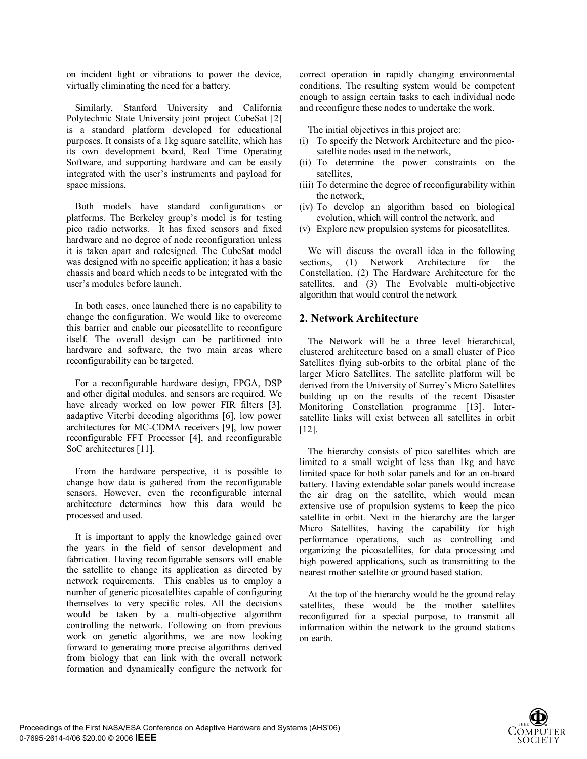on incident light or vibrations to power the device, virtually eliminating the need for a battery.

Similarly, Stanford University and California Polytechnic State University joint project CubeSat [2] is a standard platform developed for educational purposes. It consists of a 1kg square satellite, which has its own development board, Real Time Operating Software, and supporting hardware and can be easily integrated with the user's instruments and payload for space missions.

Both models have standard configurations or platforms. The Berkeley group's model is for testing pico radio networks. It has fixed sensors and fixed hardware and no degree of node reconfiguration unless it is taken apart and redesigned. The CubeSat model was designed with no specific application; it has a basic chassis and board which needs to be integrated with the user's modules before launch.

In both cases, once launched there is no capability to change the configuration. We would like to overcome this barrier and enable our picosatellite to reconfigure itself. The overall design can be partitioned into hardware and software, the two main areas where reconfigurability can be targeted.

For a reconfigurable hardware design, FPGA, DSP and other digital modules, and sensors are required. We have already worked on low power FIR filters [3], aadaptive Viterbi decoding algorithms [6], low power architectures for MC-CDMA receivers [9], low power reconfigurable FFT Processor [4], and reconfigurable SoC architectures [11].

From the hardware perspective, it is possible to change how data is gathered from the reconfigurable sensors. However, even the reconfigurable internal architecture determines how this data would be processed and used.

It is important to apply the knowledge gained over the years in the field of sensor development and fabrication. Having reconfigurable sensors will enable the satellite to change its application as directed by network requirements. This enables us to employ a number of generic picosatellites capable of configuring themselves to very specific roles. All the decisions would be taken by a multi-objective algorithm controlling the network. Following on from previous work on genetic algorithms, we are now looking forward to generating more precise algorithms derived from biology that can link with the overall network formation and dynamically configure the network for correct operation in rapidly changing environmental conditions. The resulting system would be competent enough to assign certain tasks to each individual node and reconfigure these nodes to undertake the work.

The initial objectives in this project are:

(i) To specify the Network Architecture and the pico-satellite nodes used in the network,
(ii) To determine the power constraints on the satellites,
(iii) To determine the degree of reconfigurability within the network,
(iv) To develop an algorithm based on biological evolution, which will control the network, and
(v) Explore new propulsion systems for picosatellites.

We will discuss the overall idea in the following sections, (1) Network Architecture for the Constellation, (2) The Hardware Architecture for the satellites, and (3) The Evolvable multi-objective algorithm that would control the network

## 2. Network Architecture

The Network will be a three level hierarchical, clustered architecture based on a small cluster of Pico Satellites flying sub-orbits to the orbital plane of the larger Micro Satellites. The satellite platform will be derived from the University of Surrey's Micro Satellites building up on the results of the recent Disaster Monitoring Constellation programme [13]. Inter-satellite links will exist between all satellites in orbit [12].

The hierarchy consists of pico satellites which are limited to a small weight of less than 1kg and have limited space for both solar panels and for an on-board battery. Having extendable solar panels would increase the air drag on the satellite, which would mean extensive use of propulsion systems to keep the pico satellite in orbit. Next in the hierarchy are the larger Micro Satellites, having the capability for high performance operations, such as controlling and organizing the picosatellites, for data processing and high powered applications, such as transmitting to the nearest mother satellite or ground based station.

At the top of the hierarchy would be the ground relay satellites, these would be the mother satellites reconfigured for a special purpose, to transmit all information within the network to the ground stations on earth.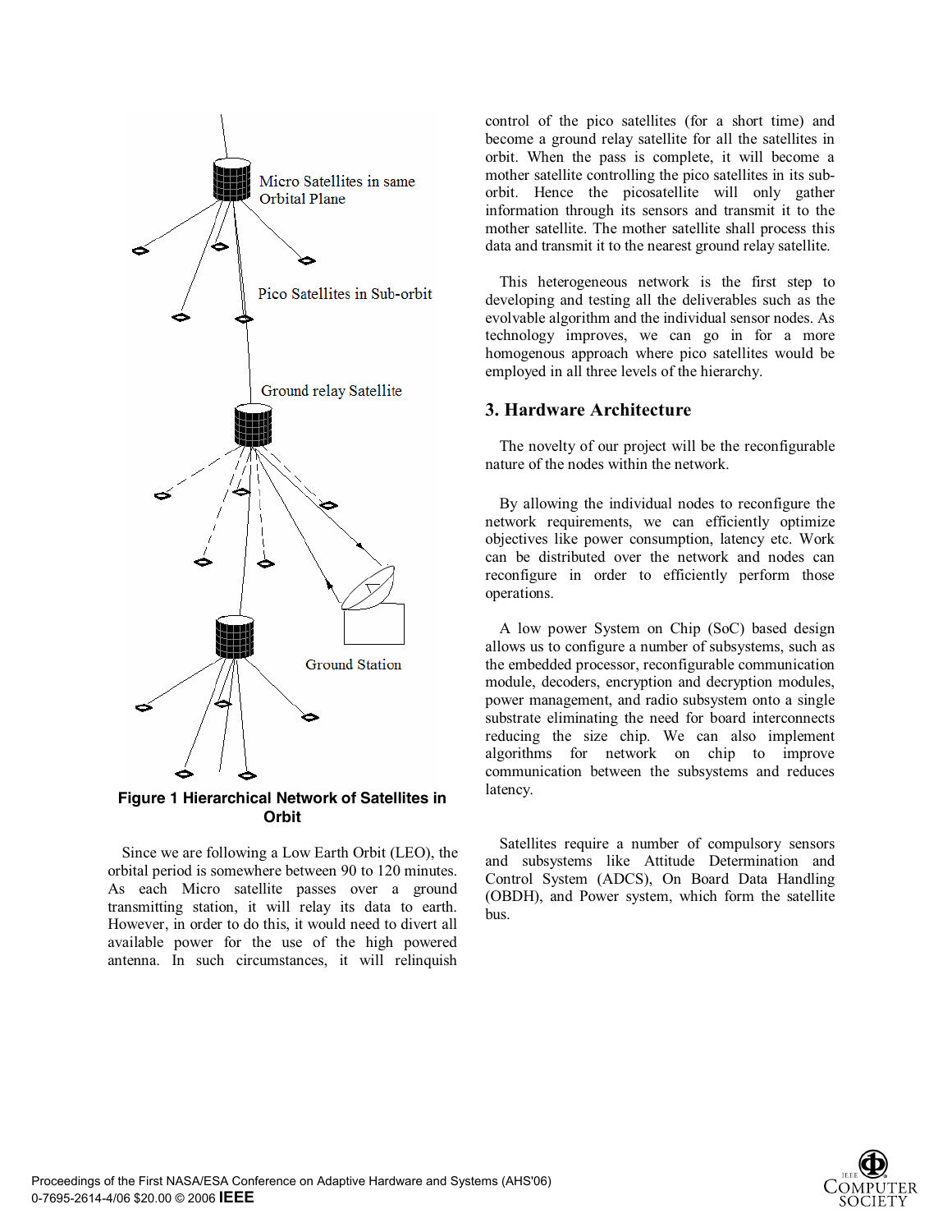Micro Satellites in same Orbital Plane

Pico Satellites in Sub-orbit

Ground relay Satellite

Ground Station

**Figure 1 Hierarchical Network of Satellites in Orbit**

Since we are following a Low Earth Orbit (LEO), the orbital period is somewhere between 90 to 120 minutes. As each Micro satellite passes over a ground transmitting station, it will relay its data to earth. However, in order to do this, it would need to divert all available power for the use of the high powered antenna. In such circumstances, it will relinquish control of the pico satellites (for a short time) and become a ground relay satellite for all the satellites in orbit. When the pass is complete, it will become a mother satellite controlling the pico satellites in its sub-orbit. Hence the picosatellite will only gather information through its sensors and transmit it to the mother satellite. The mother satellite shall process this data and transmit it to the nearest ground relay satellite.

This heterogeneous network is the first step to developing and testing all the deliverables such as the evolvable algorithm and the individual sensor nodes. As technology improves, we can go in for a more homogenous approach where pico satellites would be employed in all three levels of the hierarchy.

## 3. Hardware Architecture

The novelty of our project will be the reconfigurable nature of the nodes within the network.

By allowing the individual nodes to reconfigure the network requirements, we can efficiently optimize objectives like power consumption, latency etc. Work can be distributed over the network and nodes can reconfigure in order to efficiently perform those operations.

A low power System on Chip (SoC) based design allows us to configure a number of subsystems, such as the embedded processor, reconfigurable communication module, decoders, encryption and decryption modules, power management, and radio subsystem onto a single substrate eliminating the need for board interconnects reducing the size chip. We can also implement algorithms for network on chip to improve communication between the subsystems and reduces latency.

Satellites require a number of compulsory sensors and subsystems like Attitude Determination and Control System (ADCS), On Board Data Handling (OBDH), and Power system, which form the satellite bus.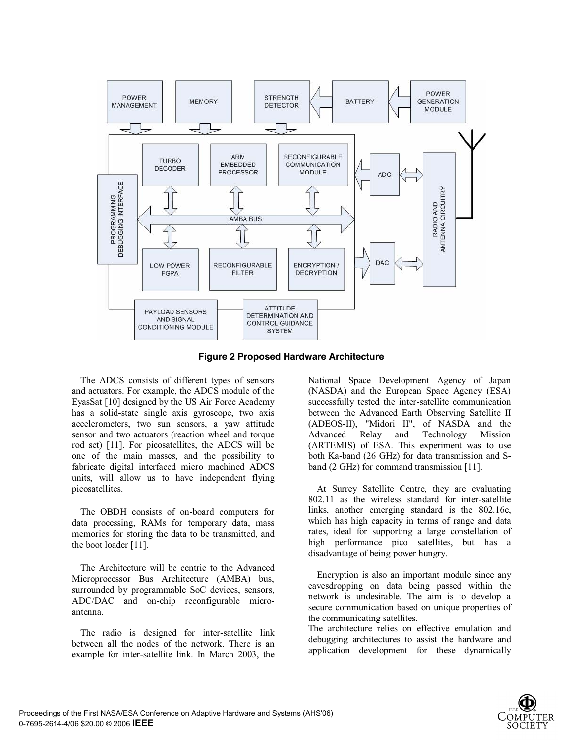**Figure 2 Proposed Hardware Architecture**

The ADCS consists of different types of sensors and actuators. For example, the ADCS module of the EyasSat [10] designed by the US Air Force Academy has a solid-state single axis gyroscope, two axis accelerometers, two sun sensors, a yaw attitude sensor and two actuators (reaction wheel and torque rod set) [11]. For picosatellites, the ADCS will be one of the main masses, and the possibility to fabricate digital interfaced micro machined ADCS units, will allow us to have independent flying picosatellites.

The OBDH consists of on-board computers for data processing, RAMs for temporary data, mass memories for storing the data to be transmitted, and the boot loader [11].

The Architecture will be centric to the Advanced Microprocessor Bus Architecture (AMBA) bus, surrounded by programmable SoC devices, sensors, ADC/DAC and on-chip reconfigurable micro-antenna.

The radio is designed for inter-satellite link between all the nodes of the network. There is an example for inter-satellite link. In March 2003, the National Space Development Agency of Japan (NASDA) and the European Space Agency (ESA) successfully tested the inter-satellite communication between the Advanced Earth Observing Satellite II (ADEOS-II), "Midori II", of NASDA and the Advanced Relay and Technology Mission (ARTEMIS) of ESA. This experiment was to use both Ka-band (26 GHz) for data transmission and S-band (2 GHz) for command transmission [11].

At Surrey Satellite Centre, they are evaluating 802.11 as the wireless standard for inter-satellite links, another emerging standard is the 802.16e, which has high capacity in terms of range and data rates, ideal for supporting a large constellation of high performance pico satellites, but has a disadvantage of being power hungry.

Encryption is also an important module since any eavesdropping on data being passed within the network is undesirable. The aim is to develop a secure communication based on unique properties of the communicating satellites.
The architecture relies on effective emulation and debugging architectures to assist the hardware and application development for these dynamically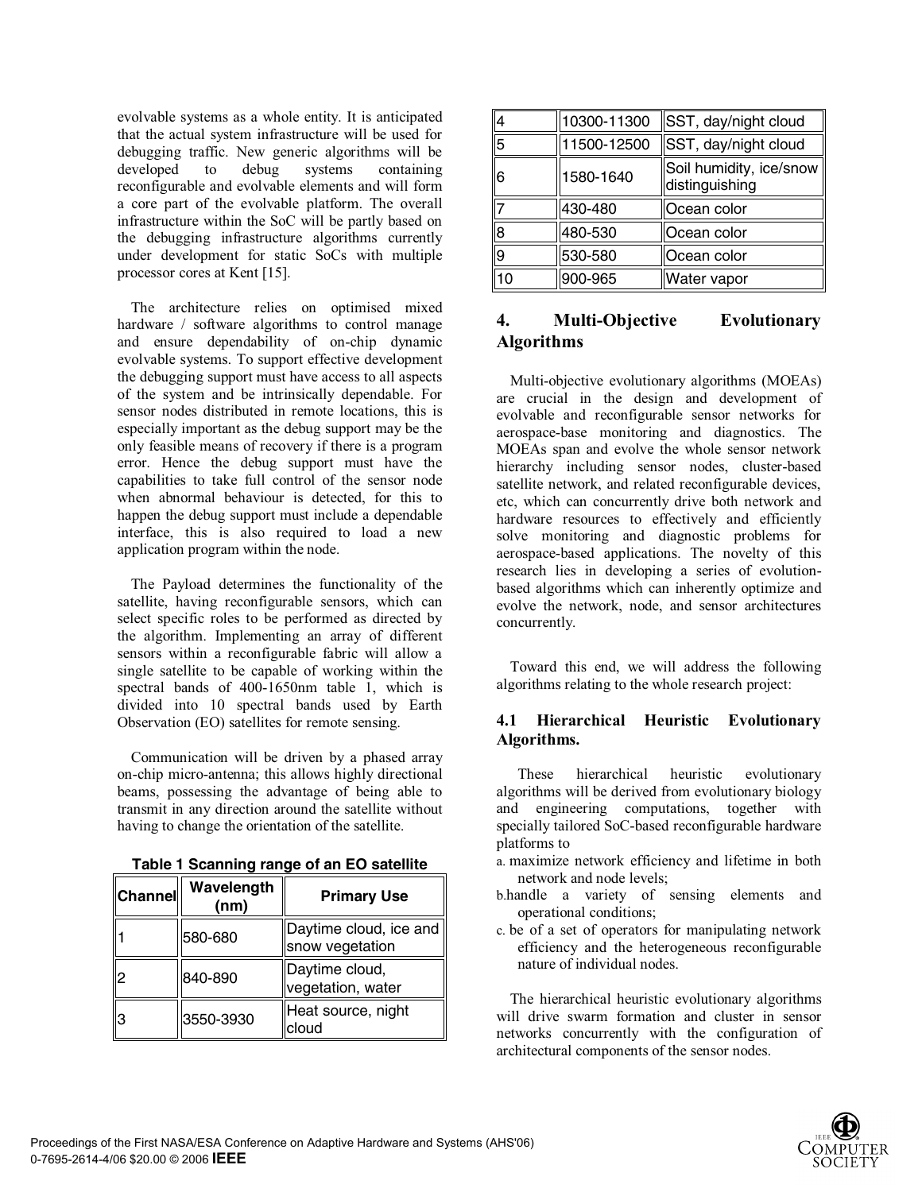evolvable systems as a whole entity. It is anticipated that the actual system infrastructure will be used for debugging traffic. New generic algorithms will be developed to debug systems containing reconfigurable and evolvable elements and will form a core part of the evolvable platform. The overall infrastructure within the SoC will be partly based on the debugging infrastructure algorithms currently under development for static SoCs with multiple processor cores at Kent [15].

The architecture relies on optimised mixed hardware / software algorithms to control manage and ensure dependability of on-chip dynamic evolvable systems. To support effective development the debugging support must have access to all aspects of the system and be intrinsically dependable. For sensor nodes distributed in remote locations, this is especially important as the debug support may be the only feasible means of recovery if there is a program error. Hence the debug support must have the capabilities to take full control of the sensor node when abnormal behaviour is detected, for this to happen the debug support must include a dependable interface, this is also required to load a new application program within the node.

The Payload determines the functionality of the satellite, having reconfigurable sensors, which can select specific roles to be performed as directed by the algorithm. Implementing an array of different sensors within a reconfigurable fabric will allow a single satellite to be capable of working within the spectral bands of 400-1650nm table 1, which is divided into 10 spectral bands used by Earth Observation (EO) satellites for remote sensing.

Communication will be driven by a phased array on-chip micro-antenna; this allows highly directional beams, possessing the advantage of being able to transmit in any direction around the satellite without having to change the orientation of the satellite.

**Table 1 Scanning range of an EO satellite**

| Channel | Wavelength (nm) | Primary Use |
|---|---|---|
| 1 | 580-680 | Daytime cloud, ice and snow vegetation |
| 2 | 840-890 | Daytime cloud, vegetation, water |
| 3 | 3550-3930 | Heat source, night cloud |
| 4 | 10300-11300 | SST, day/night cloud |
| 5 | 11500-12500 | SST, day/night cloud |
| 6 | 1580-1640 | Soil humidity, ice/snow distinguishing |
| 7 | 430-480 | Ocean color |
| 8 | 480-530 | Ocean color |
| 9 | 530-580 | Ocean color |
| 10 | 900-965 | Water vapor |

## 4. Multi-Objective Evolutionary Algorithms

Multi-objective evolutionary algorithms (MOEAs) are crucial in the design and development of evolvable and reconfigurable sensor networks for aerospace-base monitoring and diagnostics. The MOEAs span and evolve the whole sensor network hierarchy including sensor nodes, cluster-based satellite network, and related reconfigurable devices, etc, which can concurrently drive both network and hardware resources to effectively and efficiently solve monitoring and diagnostic problems for aerospace-based applications. The novelty of this research lies in developing a series of evolution-based algorithms which can inherently optimize and evolve the network, node, and sensor architectures concurrently.

Toward this end, we will address the following algorithms relating to the whole research project:

### 4.1 Hierarchical Heuristic Evolutionary Algorithms.

These hierarchical heuristic evolutionary algorithms will be derived from evolutionary biology and engineering computations, together with specially tailored SoC-based reconfigurable hardware platforms to

a. maximize network efficiency and lifetime in both network and node levels;
b. handle a variety of sensing elements and operational conditions;
c. be of a set of operators for manipulating network efficiency and the heterogeneous reconfigurable nature of individual nodes.

The hierarchical heuristic evolutionary algorithms will drive swarm formation and cluster in sensor networks concurrently with the configuration of architectural components of the sensor nodes.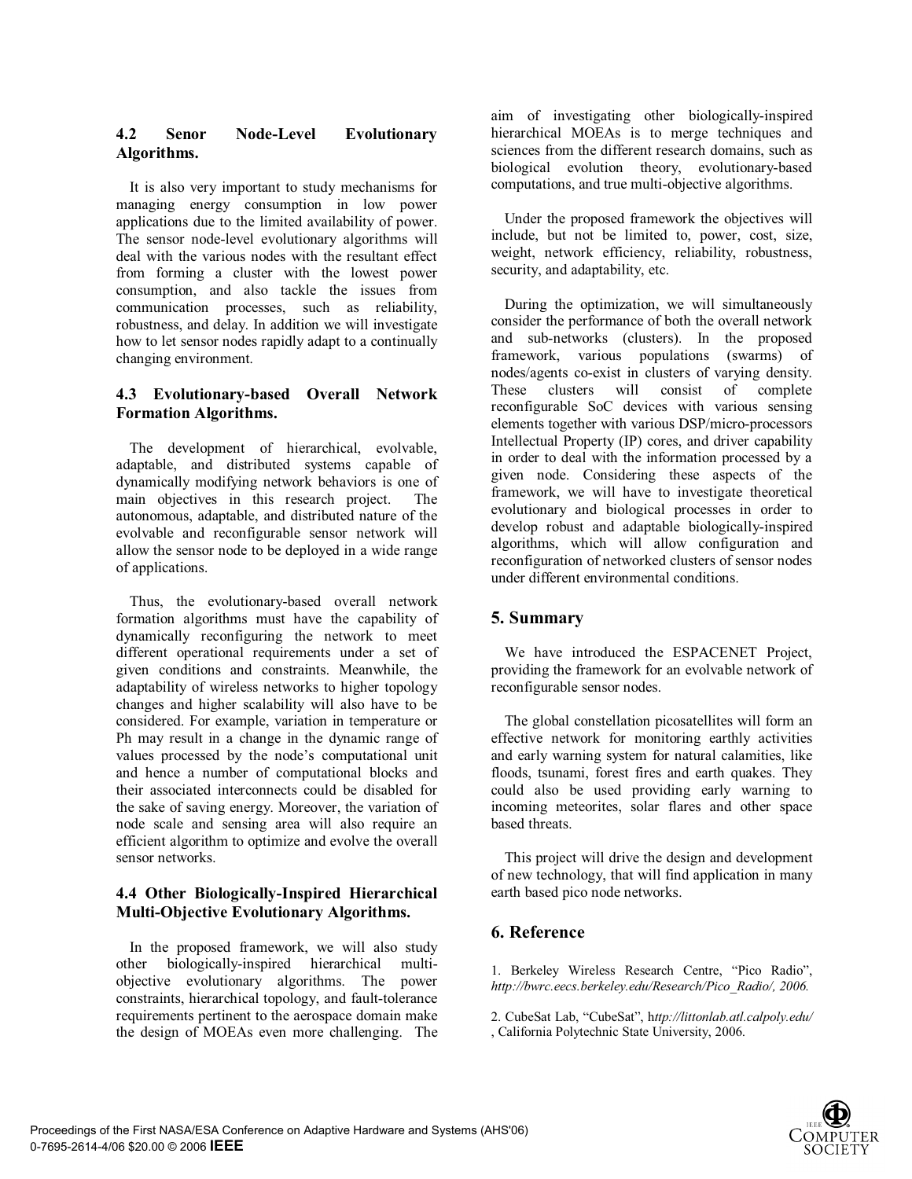### 4.2 Senor Node-Level Evolutionary Algorithms.

It is also very important to study mechanisms for managing energy consumption in low power applications due to the limited availability of power. The sensor node-level evolutionary algorithms will deal with the various nodes with the resultant effect from forming a cluster with the lowest power consumption, and also tackle the issues from communication processes, such as reliability, robustness, and delay. In addition we will investigate how to let sensor nodes rapidly adapt to a continually changing environment.

### 4.3 Evolutionary-based Overall Network Formation Algorithms.

The development of hierarchical, evolvable, adaptable, and distributed systems capable of dynamically modifying network behaviors is one of main objectives in this research project. The autonomous, adaptable, and distributed nature of the evolvable and reconfigurable sensor network will allow the sensor node to be deployed in a wide range of applications.

Thus, the evolutionary-based overall network formation algorithms must have the capability of dynamically reconfiguring the network to meet different operational requirements under a set of given conditions and constraints. Meanwhile, the adaptability of wireless networks to higher topology changes and higher scalability will also have to be considered. For example, variation in temperature or Ph may result in a change in the dynamic range of values processed by the node's computational unit and hence a number of computational blocks and their associated interconnects could be disabled for the sake of saving energy. Moreover, the variation of node scale and sensing area will also require an efficient algorithm to optimize and evolve the overall sensor networks.

### 4.4 Other Biologically-Inspired Hierarchical Multi-Objective Evolutionary Algorithms.

In the proposed framework, we will also study other biologically-inspired hierarchical multi-objective evolutionary algorithms. The power constraints, hierarchical topology, and fault-tolerance requirements pertinent to the aerospace domain make the design of MOEAs even more challenging. The aim of investigating other biologically-inspired hierarchical MOEAs is to merge techniques and sciences from the different research domains, such as biological evolution theory, evolutionary-based computations, and true multi-objective algorithms.

Under the proposed framework the objectives will include, but not be limited to, power, cost, size, weight, network efficiency, reliability, robustness, security, and adaptability, etc.

During the optimization, we will simultaneously consider the performance of both the overall network and sub-networks (clusters). In the proposed framework, various populations (swarms) of nodes/agents co-exist in clusters of varying density. These clusters will consist of complete reconfigurable SoC devices with various sensing elements together with various DSP/micro-processors Intellectual Property (IP) cores, and driver capability in order to deal with the information processed by a given node. Considering these aspects of the framework, we will have to investigate theoretical evolutionary and biological processes in order to develop robust and adaptable biologically-inspired algorithms, which will allow configuration and reconfiguration of networked clusters of sensor nodes under different environmental conditions.

## 5. Summary

We have introduced the ESPACENET Project, providing the framework for an evolvable network of reconfigurable sensor nodes.

The global constellation picosatellites will form an effective network for monitoring earthly activities and early warning system for natural calamities, like floods, tsunami, forest fires and earth quakes. They could also be used providing early warning to incoming meteorites, solar flares and other space based threats.

This project will drive the design and development of new technology, that will find application in many earth based pico node networks.

## 6. Reference

1. Berkeley Wireless Research Centre, "Pico Radio", *http://bwrc.eecs.berkeley.edu/Research/Pico_Radio/, 2006.*

2. CubeSat Lab, "CubeSat", h*ttp://littonlab.atl.calpoly.edu/* , California Polytechnic State University, 2006.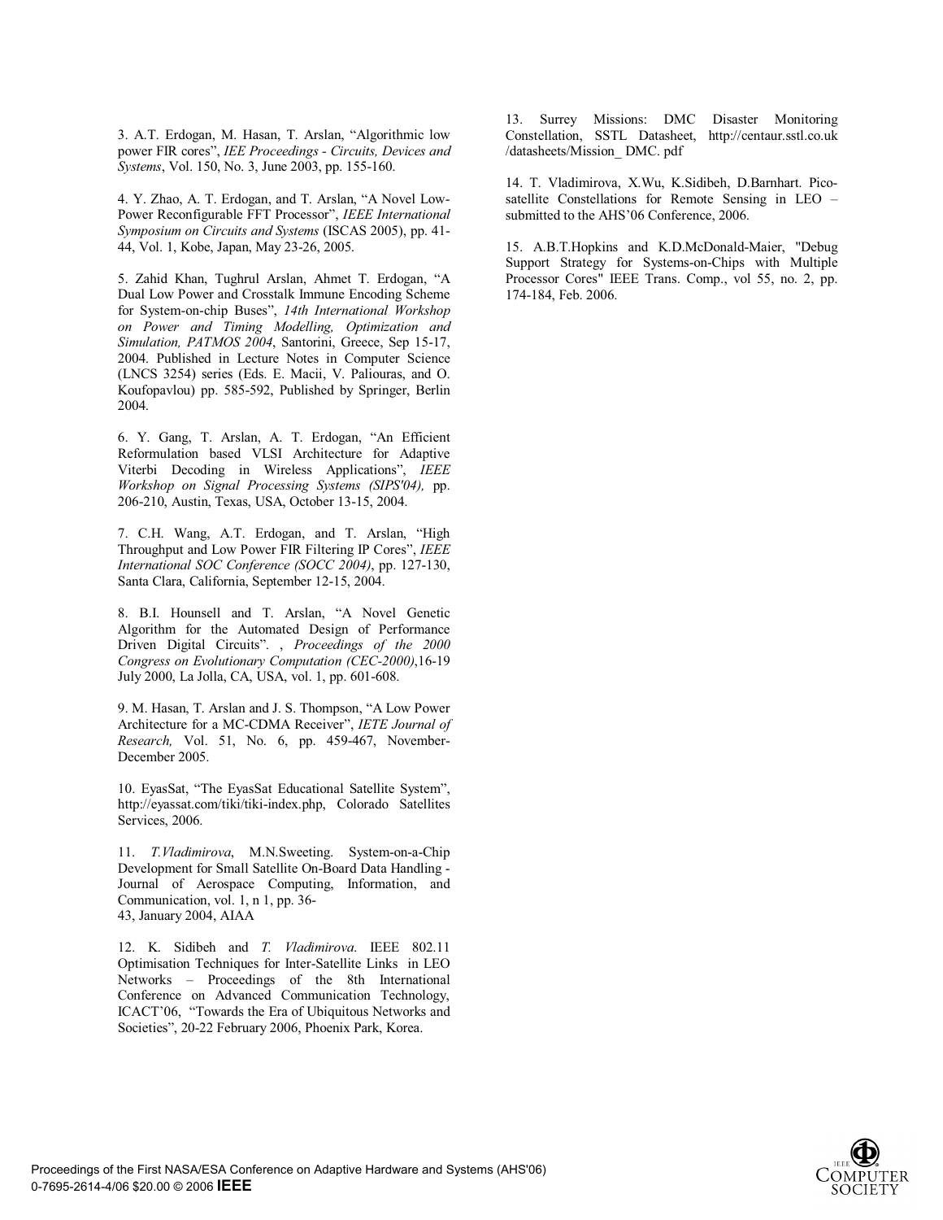3. A.T. Erdogan, M. Hasan, T. Arslan, "Algorithmic low power FIR cores", *IEE Proceedings - Circuits, Devices and Systems*, Vol. 150, No. 3, June 2003, pp. 155-160.

4. Y. Zhao, A. T. Erdogan, and T. Arslan, "A Novel Low-Power Reconfigurable FFT Processor", *IEEE International Symposium on Circuits and Systems* (ISCAS 2005), pp. 41-44, Vol. 1, Kobe, Japan, May 23-26, 2005.

5. Zahid Khan, Tughrul Arslan, Ahmet T. Erdogan, "A Dual Low Power and Crosstalk Immune Encoding Scheme for System-on-chip Buses", *14th International Workshop on Power and Timing Modelling, Optimization and Simulation, PATMOS 2004*, Santorini, Greece, Sep 15-17, 2004. Published in Lecture Notes in Computer Science (LNCS 3254) series (Eds. E. Macii, V. Paliouras, and O. Koufopavlou) pp. 585-592, Published by Springer, Berlin 2004.

6. Y. Gang, T. Arslan, A. T. Erdogan, "An Efficient Reformulation based VLSI Architecture for Adaptive Viterbi Decoding in Wireless Applications", *IEEE Workshop on Signal Processing Systems (SIPS'04),* pp. 206-210, Austin, Texas, USA, October 13-15, 2004.

7. C.H. Wang, A.T. Erdogan, and T. Arslan, "High Throughput and Low Power FIR Filtering IP Cores", *IEEE International SOC Conference (SOCC 2004)*, pp. 127-130, Santa Clara, California, September 12-15, 2004.

8. B.I. Hounsell and T. Arslan, "A Novel Genetic Algorithm for the Automated Design of Performance Driven Digital Circuits". , *Proceedings of the 2000 Congress on Evolutionary Computation (CEC-2000)*,16-19 July 2000, La Jolla, CA, USA, vol. 1, pp. 601-608.

9. M. Hasan, T. Arslan and J. S. Thompson, "A Low Power Architecture for a MC-CDMA Receiver", *IETE Journal of Research,* Vol. 51, No. 6, pp. 459-467, November-December 2005.

10. EyasSat, "The EyasSat Educational Satellite System", http://eyassat.com/tiki/tiki-index.php, Colorado Satellites Services, 2006.

11. *T.Vladimirova*, M.N.Sweeting. System-on-a-Chip Development for Small Satellite On-Board Data Handling - Journal of Aerospace Computing, Information, and Communication, vol. 1, n 1, pp. 36-43, January 2004, AIAA

12. K. Sidibeh and *T. Vladimirova*. IEEE 802.11 Optimisation Techniques for Inter-Satellite Links in LEO Networks – Proceedings of the 8th International Conference on Advanced Communication Technology, ICACT'06, "Towards the Era of Ubiquitous Networks and Societies", 20-22 February 2006, Phoenix Park, Korea.

13. Surrey Missions: DMC Disaster Monitoring Constellation, SSTL Datasheet, http://centaur.sstl.co.uk /datasheets/Mission_ DMC. pdf

14. T. Vladimirova, X.Wu, K.Sidibeh, D.Barnhart. Pico-satellite Constellations for Remote Sensing in LEO – submitted to the AHS'06 Conference, 2006.

15. A.B.T.Hopkins and K.D.McDonald-Maier, "Debug Support Strategy for Systems-on-Chips with Multiple Processor Cores" IEEE Trans. Comp., vol 55, no. 2, pp. 174-184, Feb. 2006.